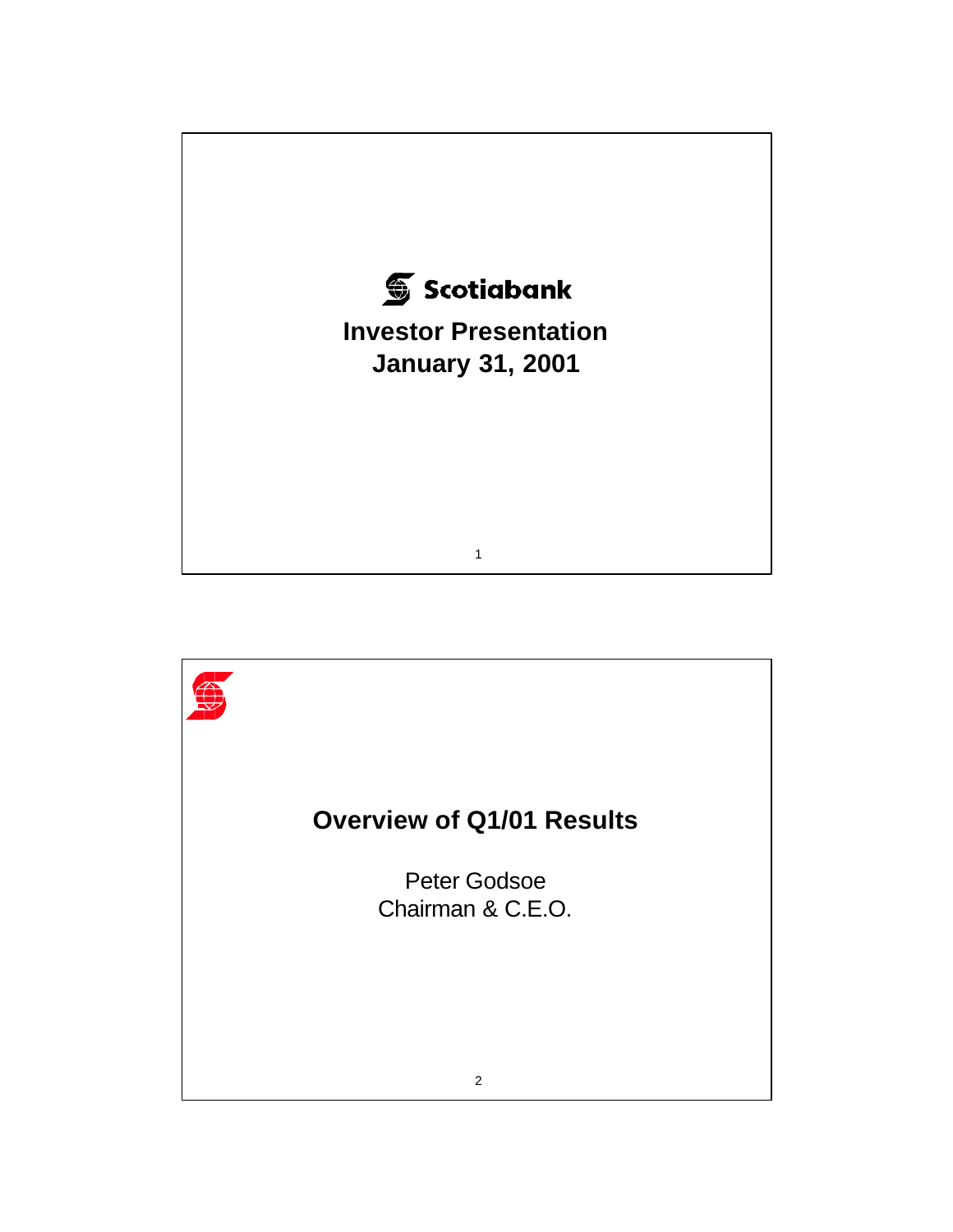# Scotiabank

## Investor Presentation
## January 31, 2001

---

## Overview of Q1/01 Results

Peter Godsoe
Chairman & C.E.O.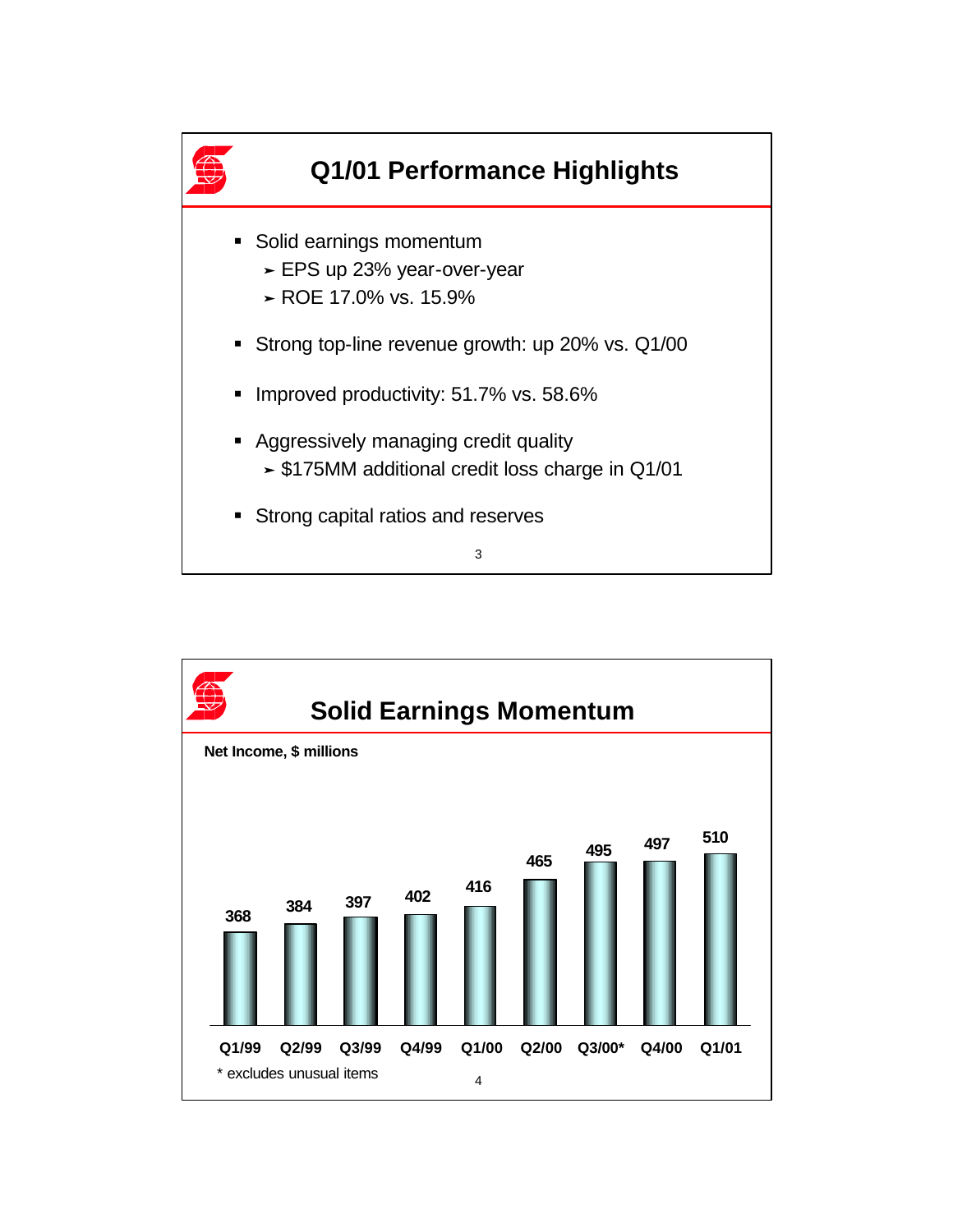## Q1/01 Performance Highlights

- Solid earnings momentum
  - EPS up 23% year-over-year
  - ROE 17.0% vs. 15.9%
- Strong top-line revenue growth: up 20% vs. Q1/00
- Improved productivity: 51.7% vs. 58.6%
- Aggressively managing credit quality
  - $175MM additional credit loss charge in Q1/01
- Strong capital ratios and reserves

## Solid Earnings Momentum

**Net Income, $ millions**

| Q1/99 | Q2/99 | Q3/99 | Q4/99 | Q1/00 | Q2/00 | Q3/00* | Q4/00 | Q1/01 |
|---|---|---|---|---|---|---|---|---|
| 368 | 384 | 397 | 402 | 416 | 465 | 495 | 497 | 510 |

* excludes unusual items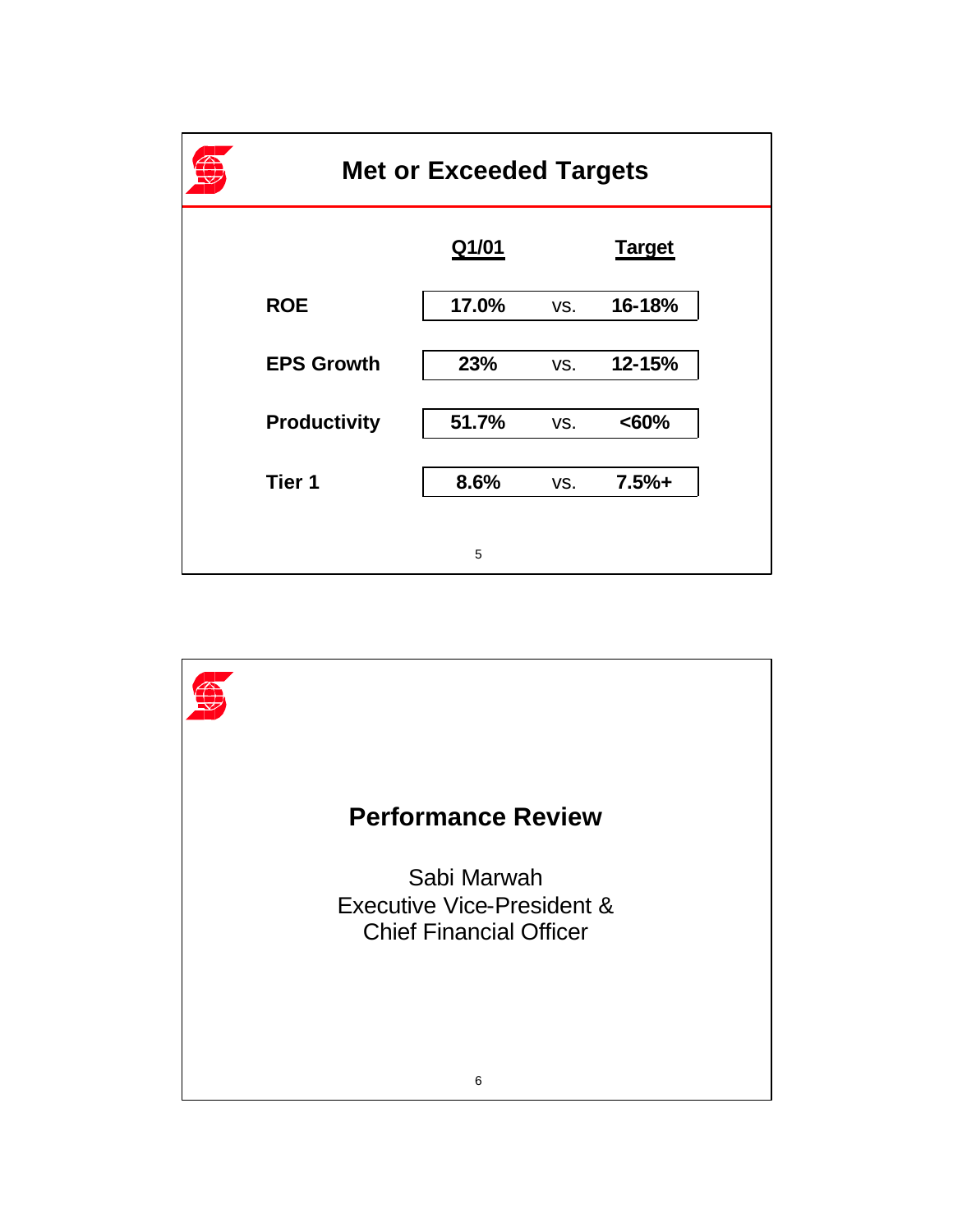## Met or Exceeded Targets

| | Q1/01 | | Target |
|---|---|---|---|
| ROE | 17.0% | vs. | 16-18% |
| EPS Growth | 23% | vs. | 12-15% |
| Productivity | 51.7% | vs. | <60% |
| Tier 1 | 8.6% | vs. | 7.5%+ |

## Performance Review

Sabi Marwah
Executive Vice-President &
Chief Financial Officer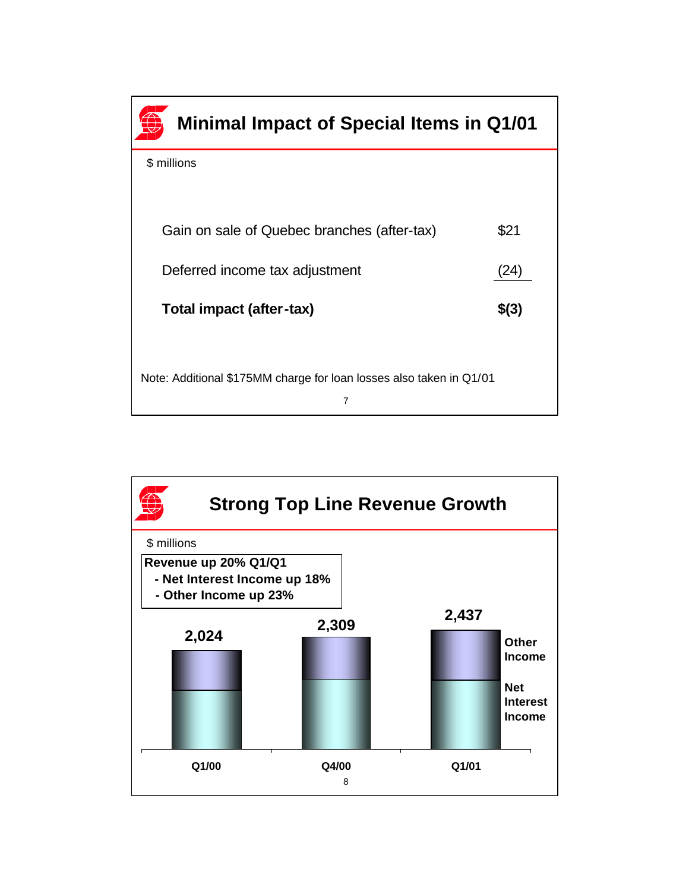## Minimal Impact of Special Items in Q1/01

$ millions

| | |
|---|---|
| Gain on sale of Quebec branches (after-tax) | $21 |
| Deferred income tax adjustment | (24) |
| **Total impact (after-tax)** | **$(3)** |

Note: Additional $175MM charge for loan losses also taken in Q1/01

## Strong Top Line Revenue Growth

$ millions

**Revenue up 20% Q1/Q1**
- **Net Interest Income up 18%**
- **Other Income up 23%**

| | Q1/00 | Q4/00 | Q1/01 |
|---|---|---|---|
| Total revenue (Other Income + Net Interest Income) | 2,024 | 2,309 | 2,437 |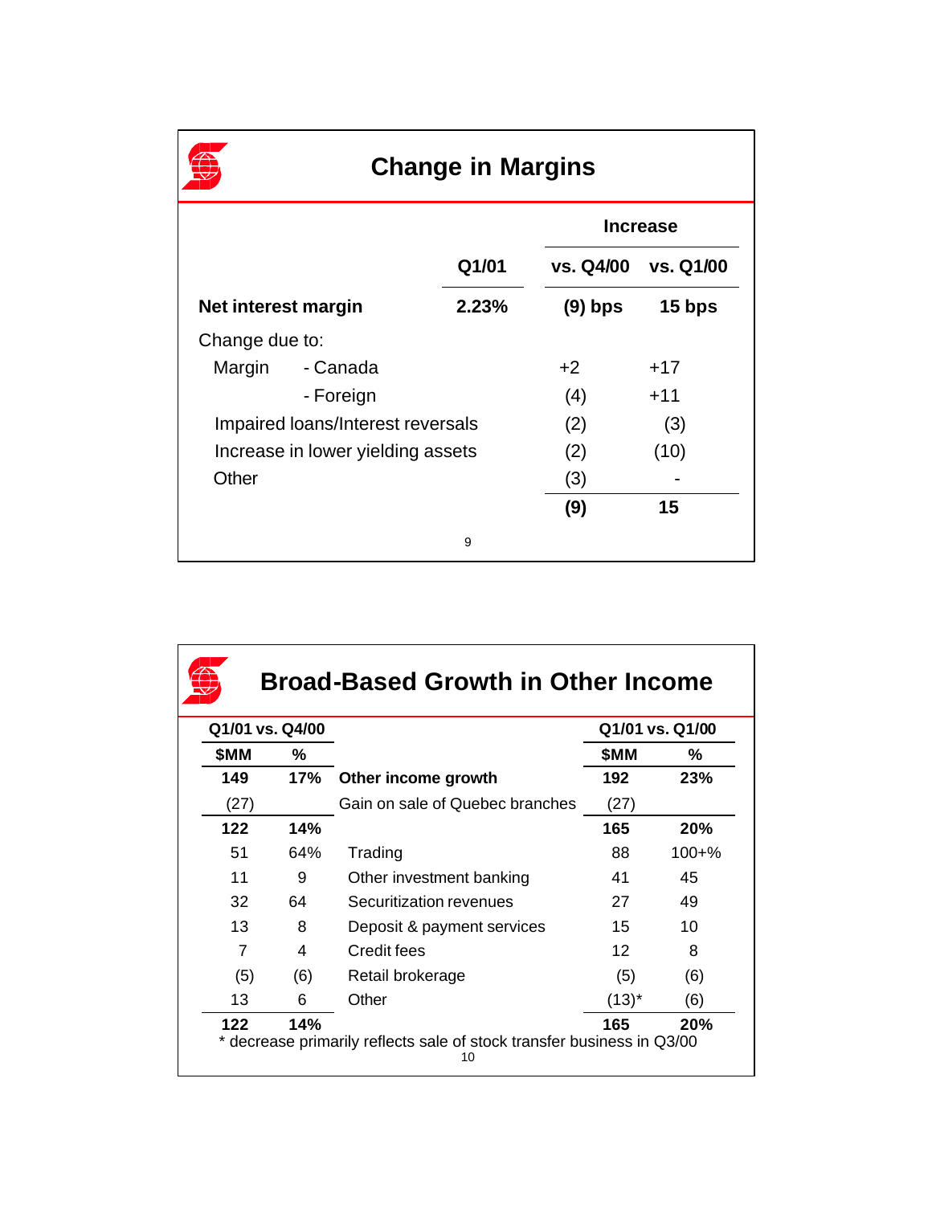## Change in Margins

| | Q1/01 | Increase vs. Q4/00 | Increase vs. Q1/00 |
|---|---|---|---|
| **Net interest margin** | **2.23%** | **(9) bps** | **15 bps** |
| Change due to: | | | |
| Margin - Canada | | +2 | +17 |
| Margin - Foreign | | (4) | +11 |
| Impaired loans/Interest reversals | | (2) | (3) |
| Increase in lower yielding assets | | (2) | (10) |
| Other | | (3) | - |
| | | **(9)** | **15** |

## Broad-Based Growth in Other Income

| Q1/01 vs. Q4/00 $MM | Q1/01 vs. Q4/00 % | | Q1/01 vs. Q1/00 $MM | Q1/01 vs. Q1/00 % |
|---|---|---|---|---|
| **149** | **17%** | **Other income growth** | **192** | **23%** |
| (27) | | Gain on sale of Quebec branches | (27) | |
| **122** | **14%** | | **165** | **20%** |
| 51 | 64% | Trading | 88 | 100+% |
| 11 | 9 | Other investment banking | 41 | 45 |
| 32 | 64 | Securitization revenues | 27 | 49 |
| 13 | 8 | Deposit & payment services | 15 | 10 |
| 7 | 4 | Credit fees | 12 | 8 |
| (5) | (6) | Retail brokerage | (5) | (6) |
| 13 | 6 | Other | (13)* | (6) |
| **122** | **14%** | | **165** | **20%** |

* decrease primarily reflects sale of stock transfer business in Q3/00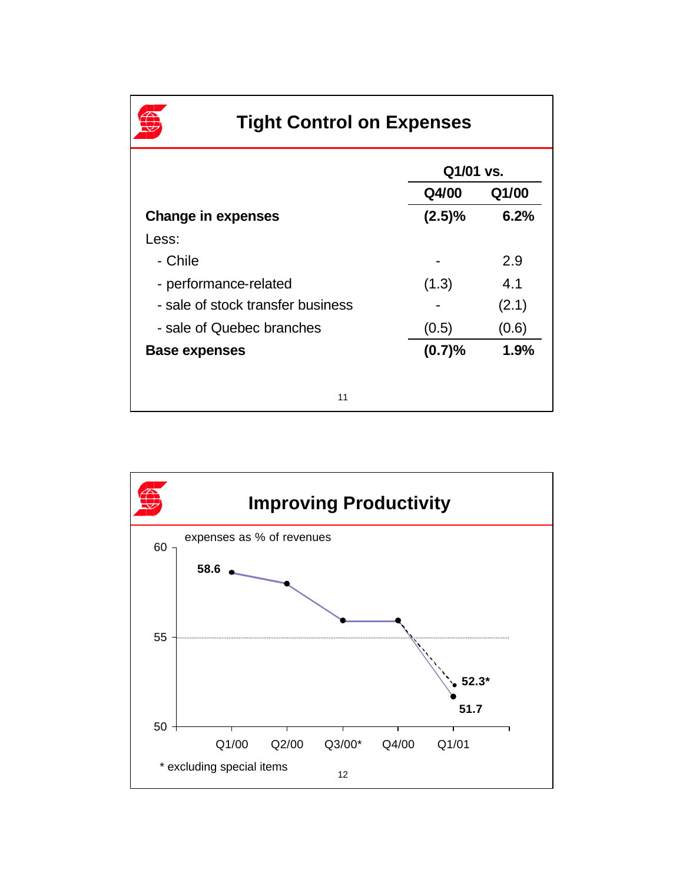## Tight Control on Expenses

| | Q1/01 vs. Q4/00 | Q1/01 vs. Q1/00 |
|---|---|---|
| **Change in expenses** | **(2.5)%** | **6.2%** |
| Less: | | |
| - Chile | - | 2.9 |
| - performance-related | (1.3) | 4.1 |
| - sale of stock transfer business | - | (2.1) |
| - sale of Quebec branches | (0.5) | (0.6) |
| **Base expenses** | **(0.7)%** | **1.9%** |

## Improving Productivity

expenses as % of revenues

| Quarter | Q1/00 | Q2/00 | Q3/00* | Q4/00 | Q1/01 |
|---|---|---|---|---|---|
| Expenses as % of revenues | 58.6 | | | | 51.7 (52.3*) |

\* excluding special items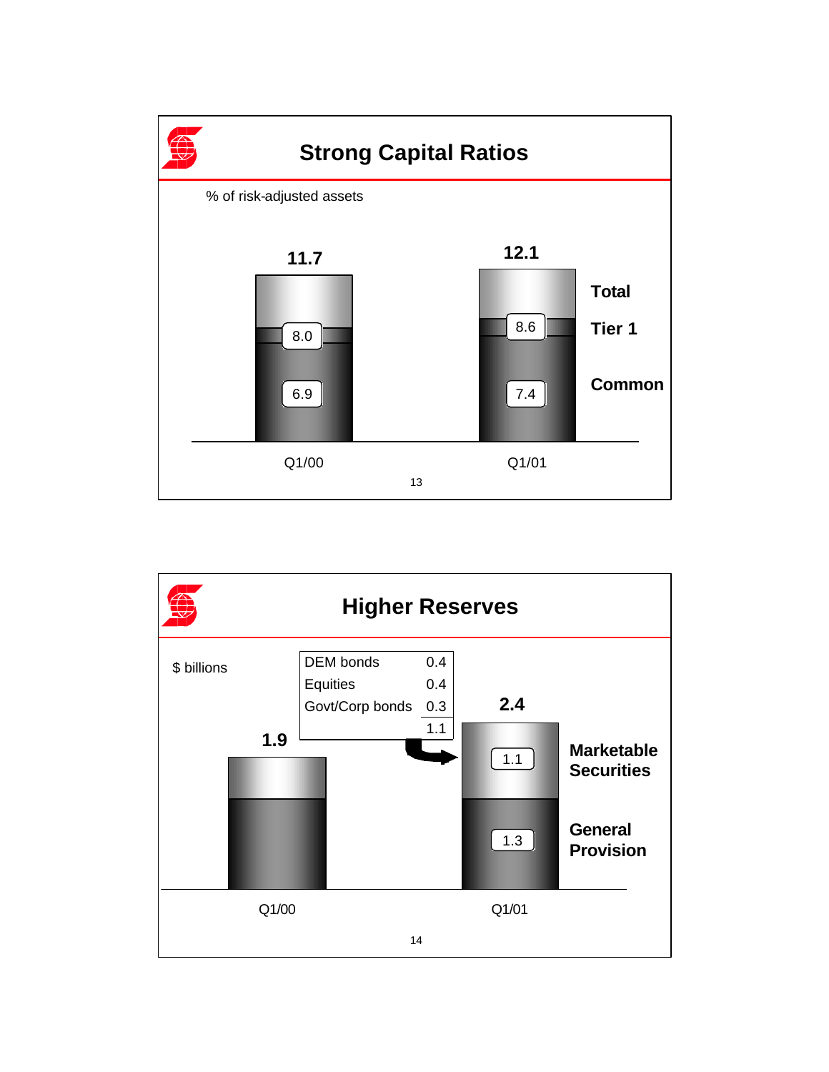## Strong Capital Ratios

% of risk-adjusted assets

| | Q1/00 | Q1/01 |
|---|---|---|
| Total | 11.7 | 12.1 |
| Tier 1 | 8.0 | 8.6 |
| Common | 6.9 | 7.4 |

## Higher Reserves

$ billions

| | |
|---|---|
| DEM bonds | 0.4 |
| Equities | 0.4 |
| Govt/Corp bonds | 0.3 |
| | 1.1 |

| | Q1/00 | Q1/01 |
|---|---|---|
| Total | 1.9 | 2.4 |
| Marketable Securities | | 1.1 |
| General Provision | | 1.3 |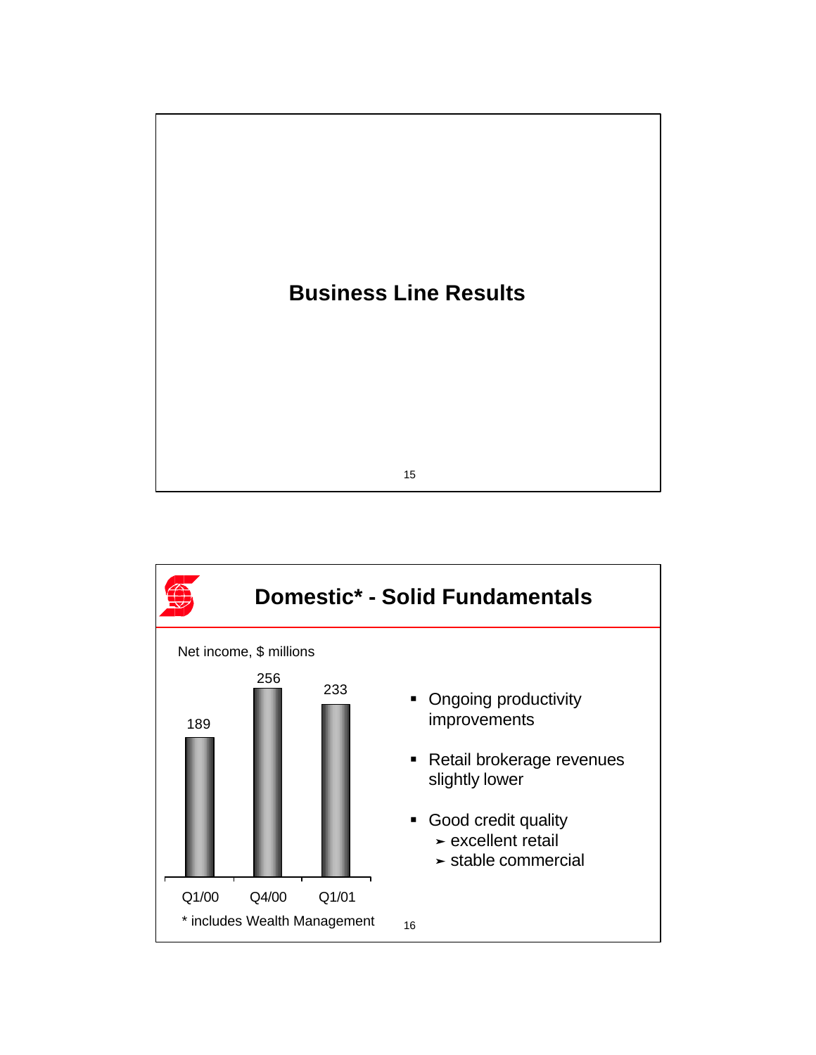# Business Line Results

## Domestic* - Solid Fundamentals

Net income, $ millions

| Q1/00 | Q4/00 | Q1/01 |
|---|---|---|
| 189 | 256 | 233 |

\* includes Wealth Management

- Ongoing productivity improvements
- Retail brokerage revenues slightly lower
- Good credit quality
  - excellent retail
  - stable commercial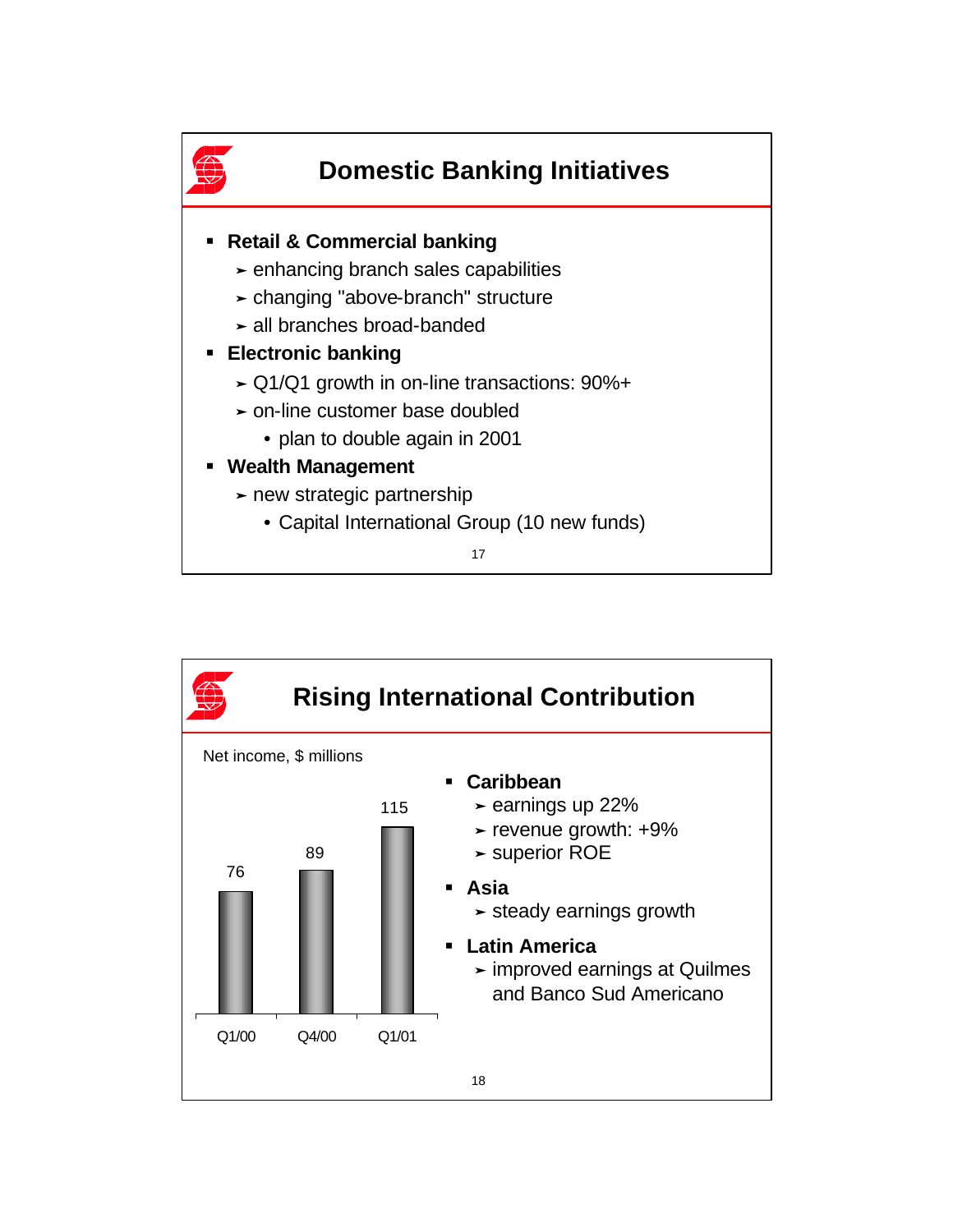## Domestic Banking Initiatives

- **Retail & Commercial banking**
  - enhancing branch sales capabilities
  - changing "above-branch" structure
  - all branches broad-banded
- **Electronic banking**
  - Q1/Q1 growth in on-line transactions: 90%+
  - on-line customer base doubled
    - plan to double again in 2001
- **Wealth Management**
  - new strategic partnership
    - Capital International Group (10 new funds)

## Rising International Contribution

Net income, $ millions

| Q1/00 | Q4/00 | Q1/01 |
|---|---|---|
| 76 | 89 | 115 |

- **Caribbean**
  - earnings up 22%
  - revenue growth: +9%
  - superior ROE
- **Asia**
  - steady earnings growth
- **Latin America**
  - improved earnings at Quilmes and Banco Sud Americano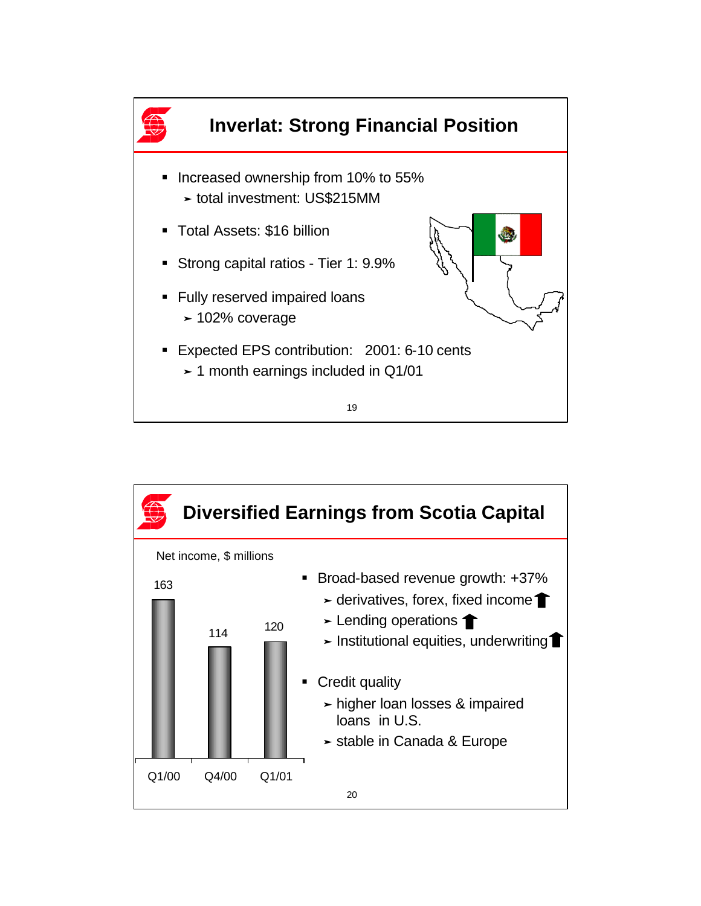## Inverlat: Strong Financial Position

- Increased ownership from 10% to 55%
  - total investment: US$215MM
- Total Assets: $16 billion
- Strong capital ratios - Tier 1: 9.9%
- Fully reserved impaired loans
  - 102% coverage
- Expected EPS contribution: 2001: 6-10 cents
  - 1 month earnings included in Q1/01

## Diversified Earnings from Scotia Capital

Net income, $ millions

| Q1/00 | Q4/00 | Q1/01 |
| --- | --- | --- |
| 163 | 114 | 120 |

- Broad-based revenue growth: +37%
  - derivatives, forex, fixed income ↑
  - Lending operations ↑
  - Institutional equities, underwriting ↑
- Credit quality
  - higher loan losses & impaired loans in U.S.
  - stable in Canada & Europe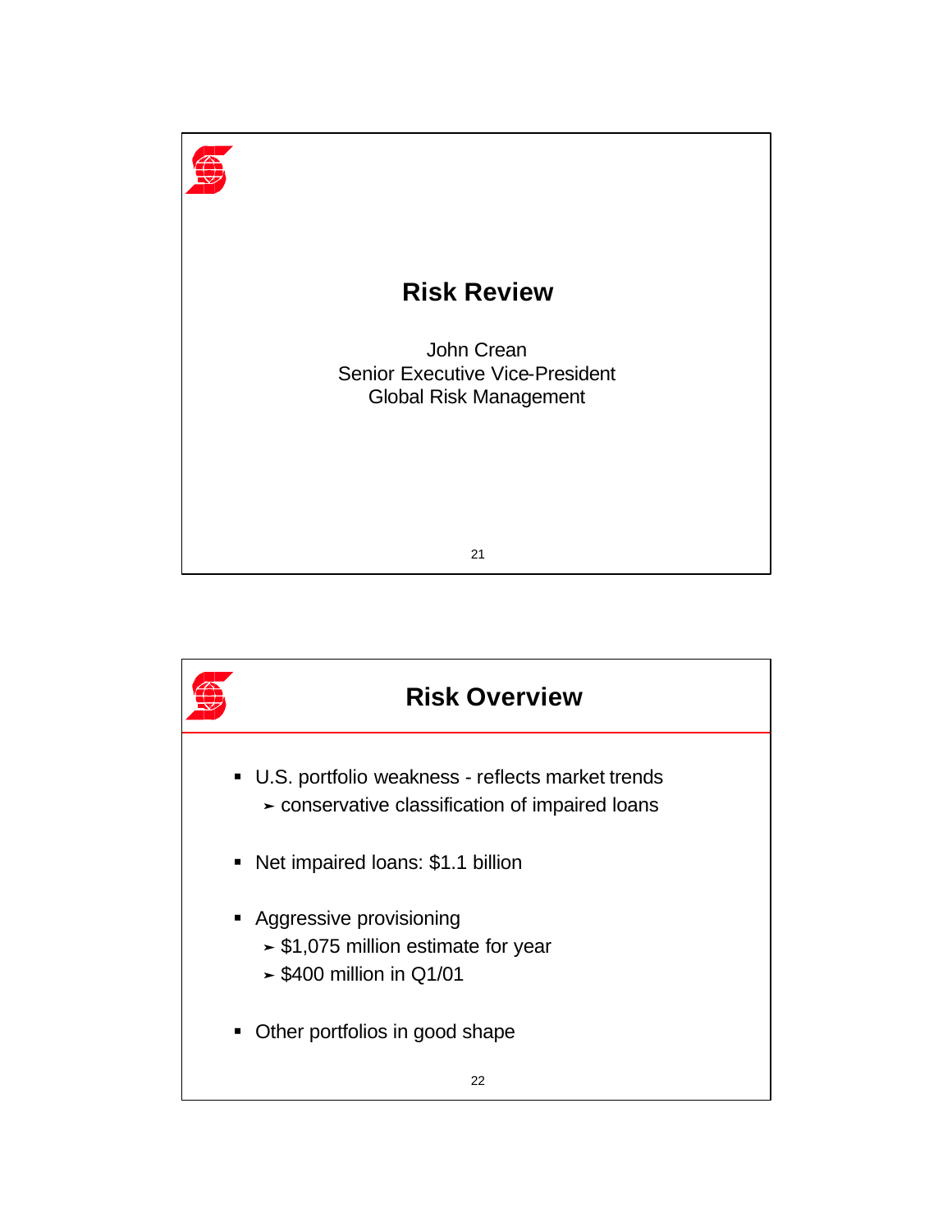# Risk Review

John Crean
Senior Executive Vice-President
Global Risk Management

# Risk Overview

- U.S. portfolio weakness - reflects market trends
  - conservative classification of impaired loans
- Net impaired loans: $1.1 billion
- Aggressive provisioning
  - $1,075 million estimate for year
  - $400 million in Q1/01
- Other portfolios in good shape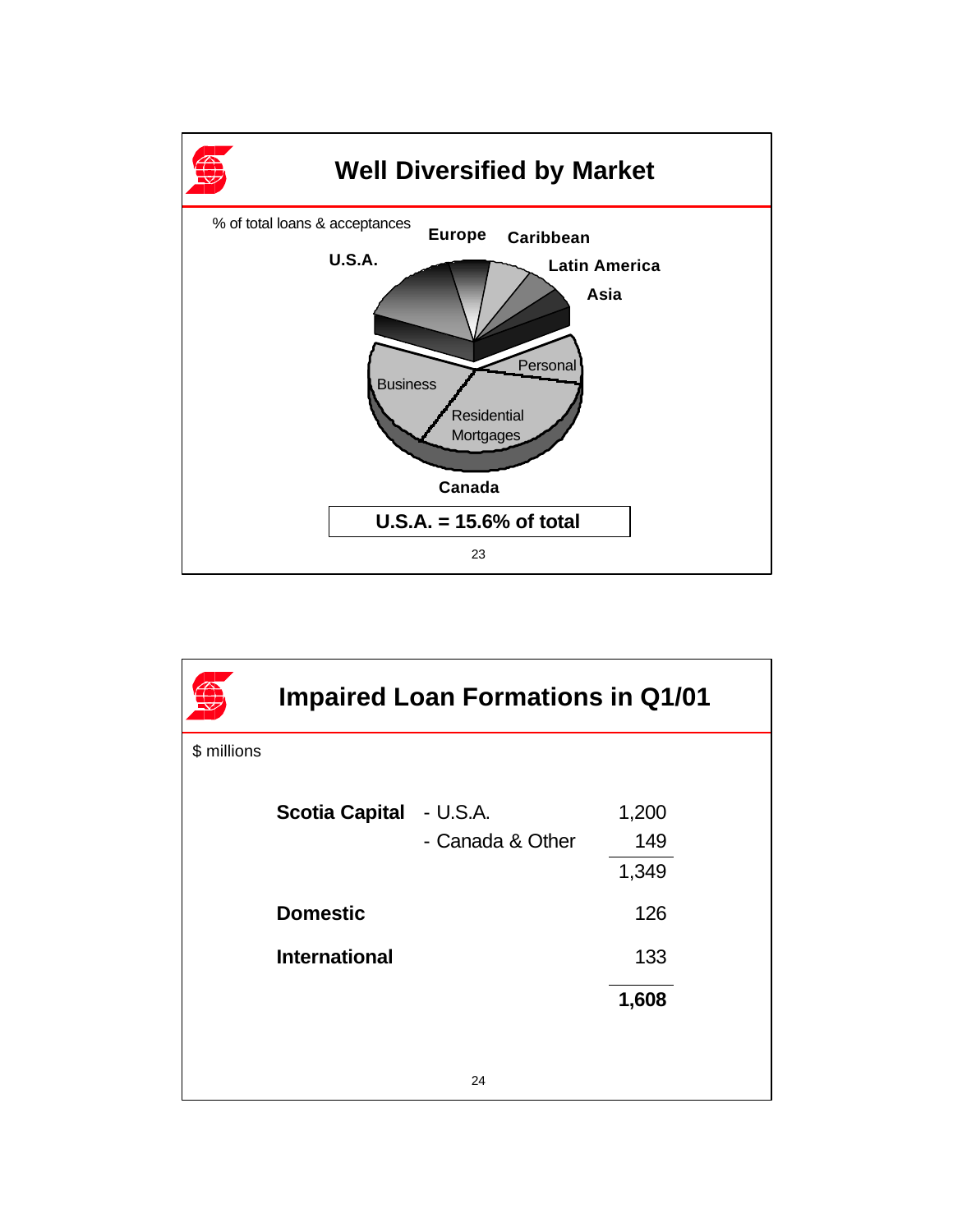## Well Diversified by Market

% of total loans & acceptances

Europe

Caribbean

U.S.A.

Latin America

Asia

Personal

Business

Residential Mortgages

Canada

**U.S.A. = 15.6% of total**

## Impaired Loan Formations in Q1/01

$ millions

| | | |
|---|---|---|
| **Scotia Capital** | - U.S.A. | 1,200 |
| | - Canada & Other | 149 |
| | | 1,349 |
| **Domestic** | | 126 |
| **International** | | 133 |
| | | **1,608** |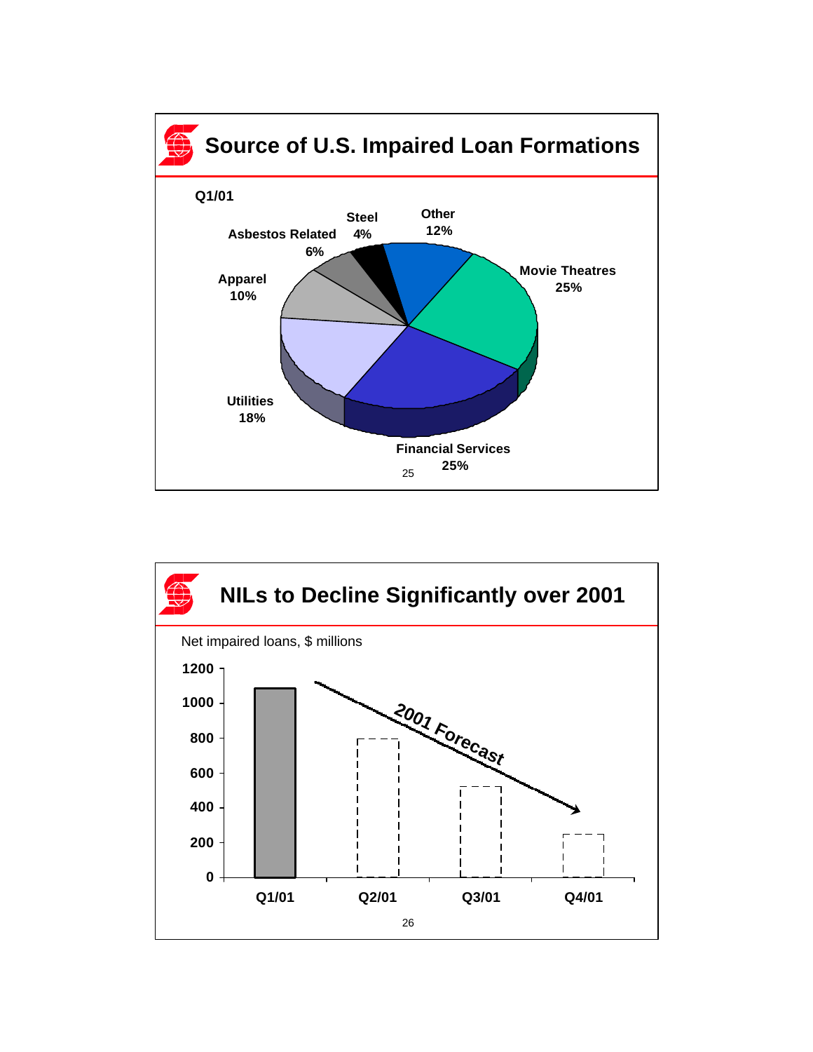## Source of U.S. Impaired Loan Formations

Q1/01

| Sector | Share |
|---|---|
| Movie Theatres | 25% |
| Financial Services | 25% |
| Utilities | 18% |
| Apparel | 10% |
| Asbestos Related | 6% |
| Steel | 4% |
| Other | 12% |

## NILs to Decline Significantly over 2001

Net impaired loans, $ millions

2001 Forecast

| Quarter | Net impaired loans ($ millions) |
|---|---|
| Q1/01 | ~1,090 |
| Q2/01 (forecast) | ~800 |
| Q3/01 (forecast) | ~525 |
| Q4/01 (forecast) | ~250 |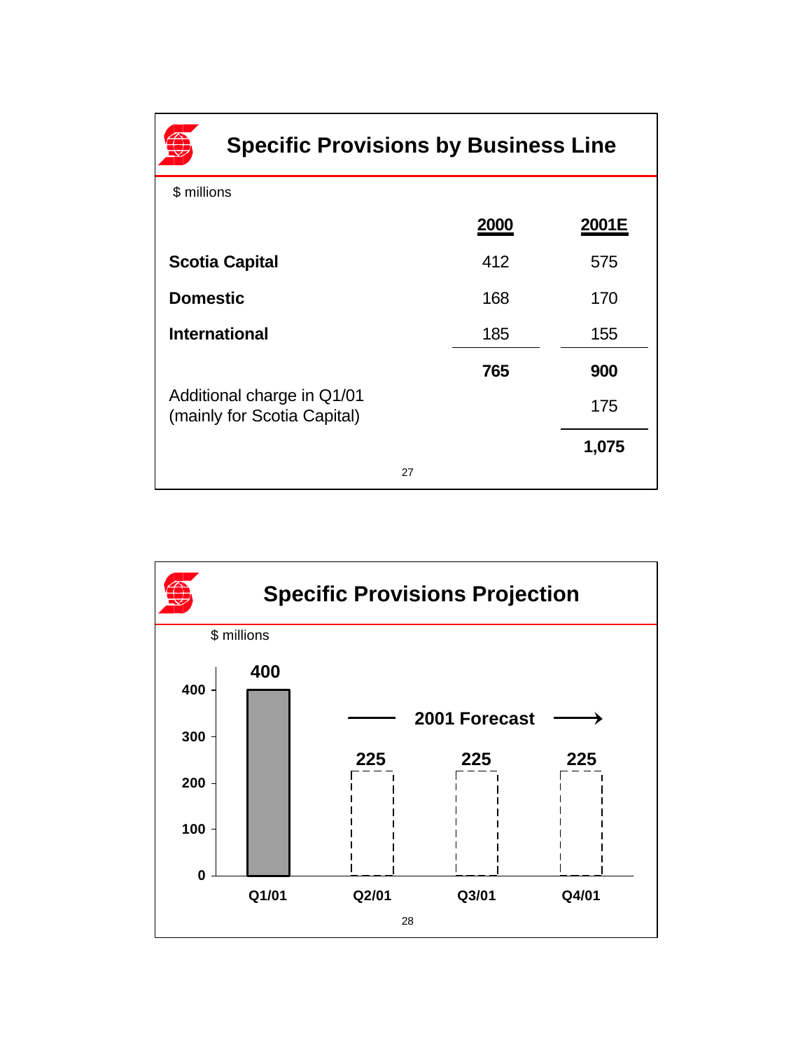## Specific Provisions by Business Line

$ millions

| | 2000 | 2001E |
|---|---|---|
| **Scotia Capital** | 412 | 575 |
| **Domestic** | 168 | 170 |
| **International** | 185 | 155 |
| | **765** | **900** |
| Additional charge in Q1/01 (mainly for Scotia Capital) | | 175 |
| | | **1,075** |

## Specific Provisions Projection

$ millions

| | Q1/01 | Q2/01 | Q3/01 | Q4/01 |
|---|---|---|---|---|
| Specific provisions | 400 | 225 | 225 | 225 |

2001 Forecast (Q2/01 – Q4/01)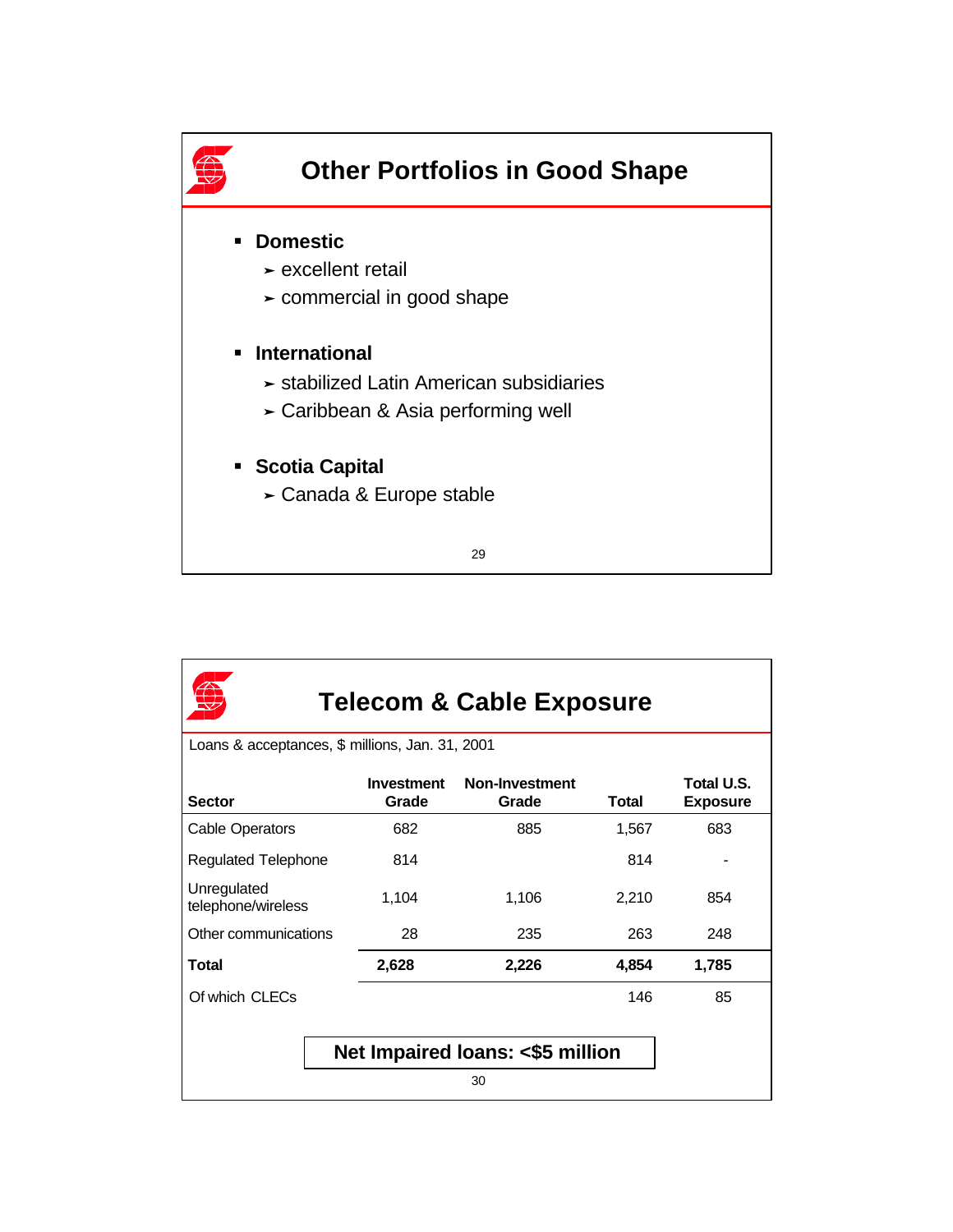# Other Portfolios in Good Shape

- **Domestic**
  - excellent retail
  - commercial in good shape
- **International**
  - stabilized Latin American subsidiaries
  - Caribbean & Asia performing well
- **Scotia Capital**
  - Canada & Europe stable

# Telecom & Cable Exposure

Loans & acceptances, $ millions, Jan. 31, 2001

| Sector | Investment Grade | Non-Investment Grade | Total | Total U.S. Exposure |
|---|---|---|---|---|
| Cable Operators | 682 | 885 | 1,567 | 683 |
| Regulated Telephone | 814 | | 814 | - |
| Unregulated telephone/wireless | 1,104 | 1,106 | 2,210 | 854 |
| Other communications | 28 | 235 | 263 | 248 |
| **Total** | **2,628** | **2,226** | **4,854** | **1,785** |
| Of which CLECs | | | 146 | 85 |

**Net Impaired loans: <$5 million**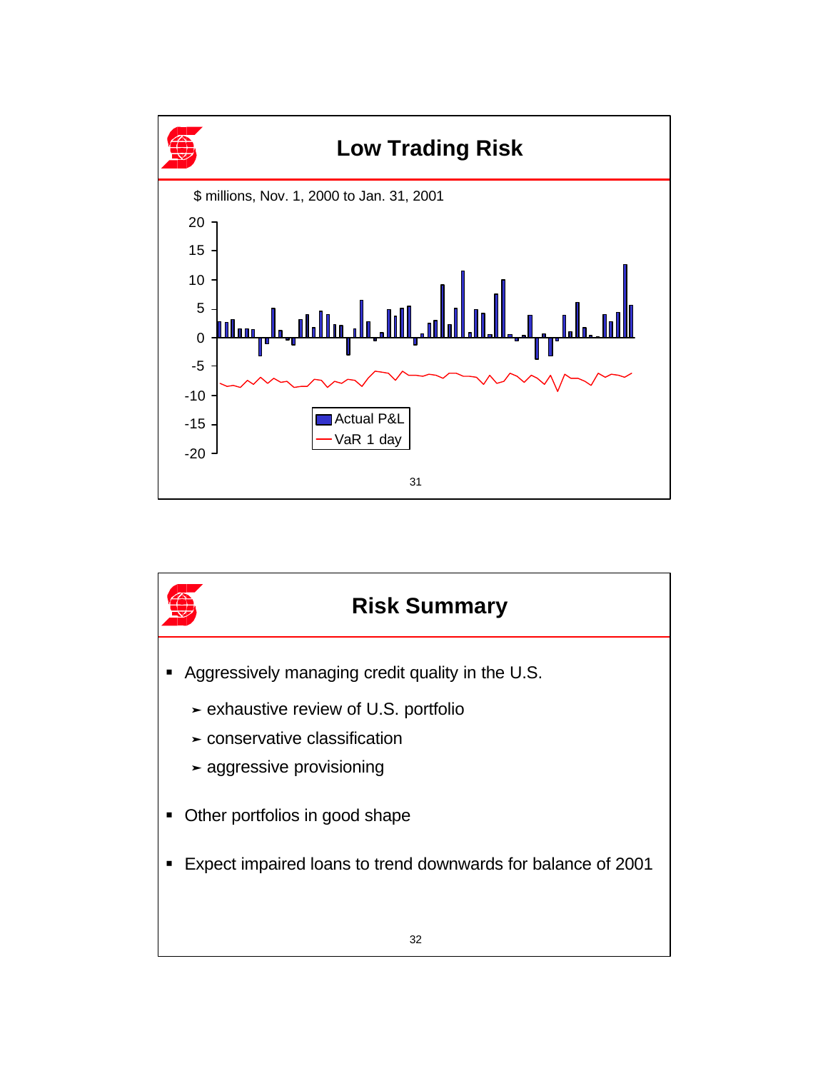## Low Trading Risk

$ millions, Nov. 1, 2000 to Jan. 31, 2001

Actual P&L

VaR 1 day

## Risk Summary

- Aggressively managing credit quality in the U.S.
  - ➢ exhaustive review of U.S. portfolio
  - ➢ conservative classification
  - ➢ aggressive provisioning
- Other portfolios in good shape
- Expect impaired loans to trend downwards for balance of 2001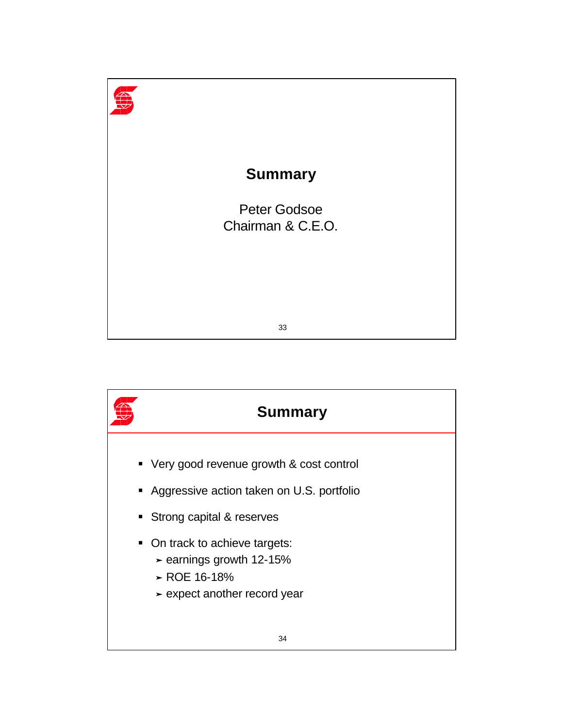# Summary

Peter Godsoe
Chairman & C.E.O.

# Summary

- Very good revenue growth & cost control
- Aggressive action taken on U.S. portfolio
- Strong capital & reserves
- On track to achieve targets:
  - earnings growth 12-15%
  - ROE 16-18%
  - expect another record year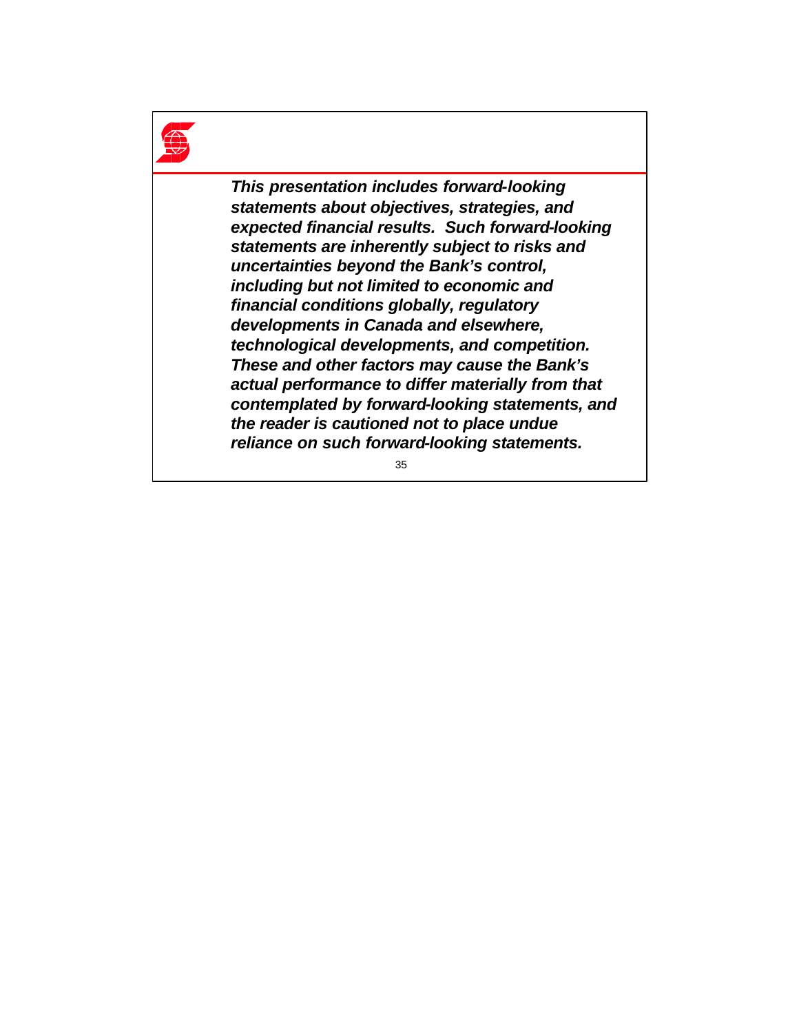***This presentation includes forward-looking statements about objectives, strategies, and expected financial results. Such forward-looking statements are inherently subject to risks and uncertainties beyond the Bank's control, including but not limited to economic and financial conditions globally, regulatory developments in Canada and elsewhere, technological developments, and competition. These and other factors may cause the Bank's actual performance to differ materially from that contemplated by forward-looking statements, and the reader is cautioned not to place undue reliance on such forward-looking statements.***